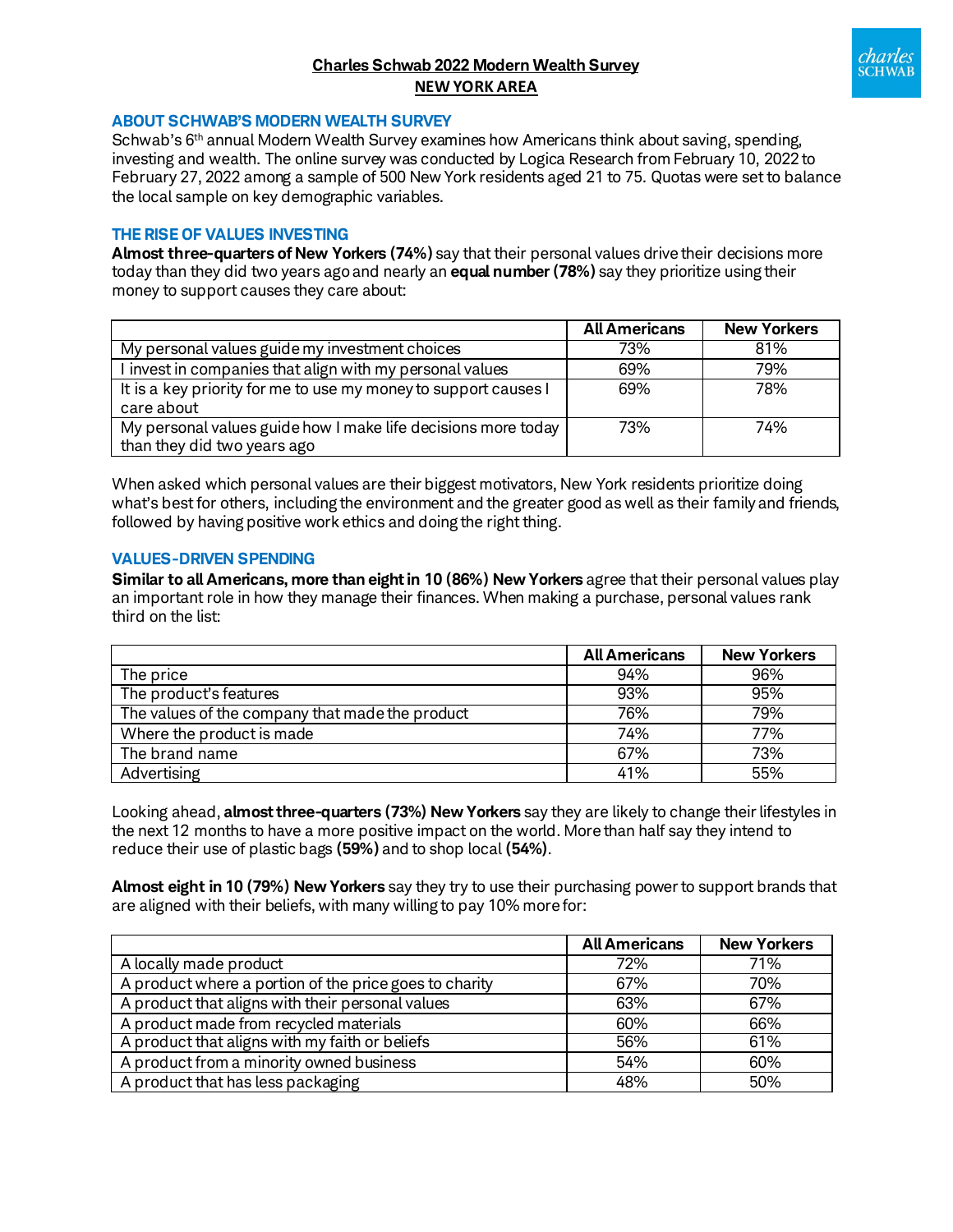# Charles Schwab 2022 Modern Wealth Survey
## NEW YORK AREA

### ABOUT SCHWAB'S MODERN WEALTH SURVEY

Schwab's 6th annual Modern Wealth Survey examines how Americans think about saving, spending, investing and wealth. The online survey was conducted by Logica Research from February 10, 2022 to February 27, 2022 among a sample of 500 New York residents aged 21 to 75. Quotas were set to balance the local sample on key demographic variables.

### THE RISE OF VALUES INVESTING

**Almost three-quarters of New Yorkers (74%)** say that their personal values drive their decisions more today than they did two years ago and nearly an **equal number (78%)** say they prioritize using their money to support causes they care about:

| | All Americans | New Yorkers |
|---|---|---|
| My personal values guide my investment choices | 73% | 81% |
| I invest in companies that align with my personal values | 69% | 79% |
| It is a key priority for me to use my money to support causes I care about | 69% | 78% |
| My personal values guide how I make life decisions more today than they did two years ago | 73% | 74% |

When asked which personal values are their biggest motivators, New York residents prioritize doing what's best for others, including the environment and the greater good as well as their family and friends, followed by having positive work ethics and doing the right thing.

### VALUES-DRIVEN SPENDING

**Similar to all Americans, more than eight in 10 (86%) New Yorkers** agree that their personal values play an important role in how they manage their finances. When making a purchase, personal values rank third on the list:

| | All Americans | New Yorkers |
|---|---|---|
| The price | 94% | 96% |
| The product's features | 93% | 95% |
| The values of the company that made the product | 76% | 79% |
| Where the product is made | 74% | 77% |
| The brand name | 67% | 73% |
| Advertising | 41% | 55% |

Looking ahead, **almost three-quarters (73%) New Yorkers** say they are likely to change their lifestyles in the next 12 months to have a more positive impact on the world. More than half say they intend to reduce their use of plastic bags **(59%)** and to shop local **(54%)**.

**Almost eight in 10 (79%) New Yorkers** say they try to use their purchasing power to support brands that are aligned with their beliefs, with many willing to pay 10% more for:

| | All Americans | New Yorkers |
|---|---|---|
| A locally made product | 72% | 71% |
| A product where a portion of the price goes to charity | 67% | 70% |
| A product that aligns with their personal values | 63% | 67% |
| A product made from recycled materials | 60% | 66% |
| A product that aligns with my faith or beliefs | 56% | 61% |
| A product from a minority owned business | 54% | 60% |
| A product that has less packaging | 48% | 50% |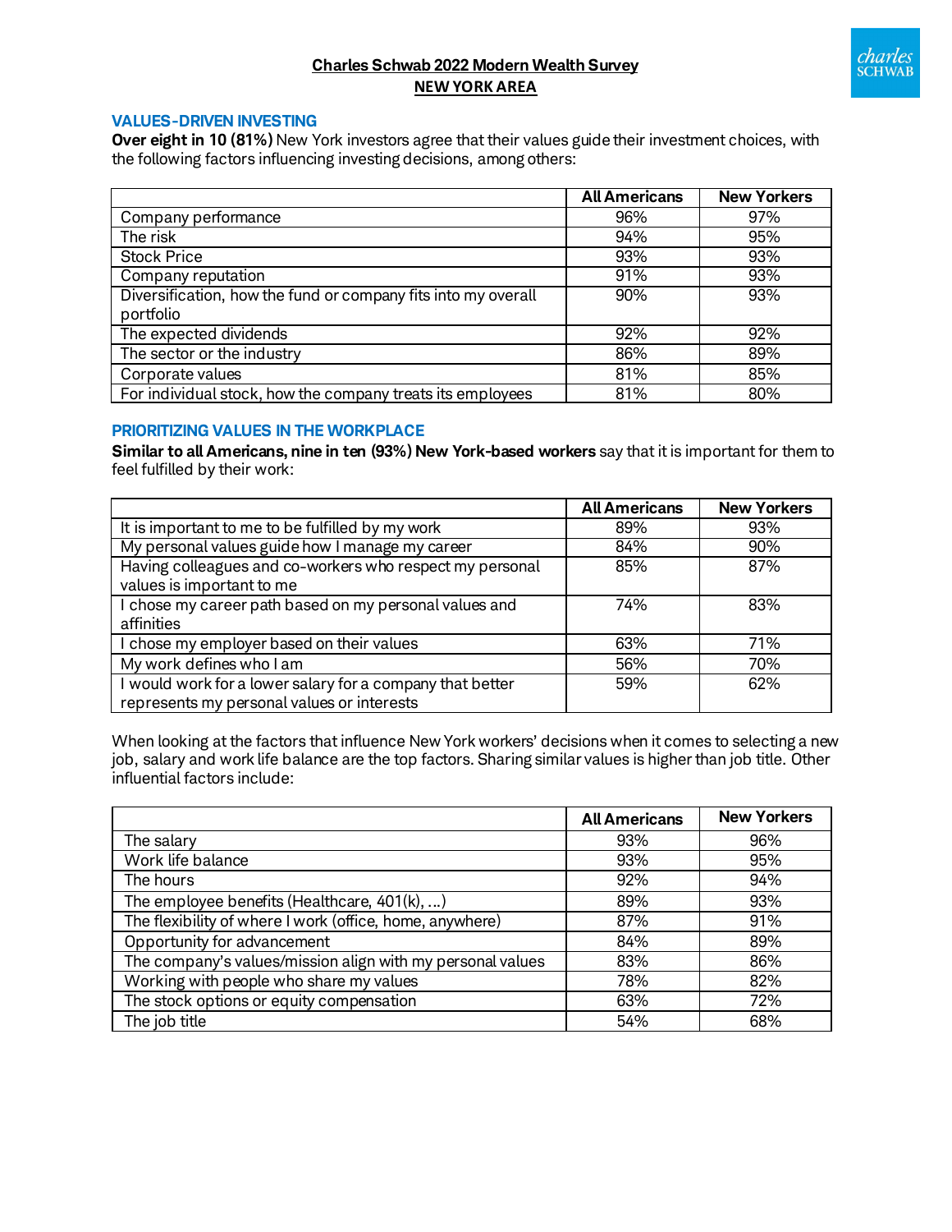**Charles Schwab 2022 Modern Wealth Survey**
**NEW YORK AREA**

## VALUES-DRIVEN INVESTING

**Over eight in 10 (81%)** New York investors agree that their values guide their investment choices, with the following factors influencing investing decisions, among others:

| | All Americans | New Yorkers |
|---|---|---|
| Company performance | 96% | 97% |
| The risk | 94% | 95% |
| Stock Price | 93% | 93% |
| Company reputation | 91% | 93% |
| Diversification, how the fund or company fits into my overall portfolio | 90% | 93% |
| The expected dividends | 92% | 92% |
| The sector or the industry | 86% | 89% |
| Corporate values | 81% | 85% |
| For individual stock, how the company treats its employees | 81% | 80% |

## PRIORITIZING VALUES IN THE WORKPLACE

**Similar to all Americans, nine in ten (93%) New York-based workers** say that it is important for them to feel fulfilled by their work:

| | All Americans | New Yorkers |
|---|---|---|
| It is important to me to be fulfilled by my work | 89% | 93% |
| My personal values guide how I manage my career | 84% | 90% |
| Having colleagues and co-workers who respect my personal values is important to me | 85% | 87% |
| I chose my career path based on my personal values and affinities | 74% | 83% |
| I chose my employer based on their values | 63% | 71% |
| My work defines who I am | 56% | 70% |
| I would work for a lower salary for a company that better represents my personal values or interests | 59% | 62% |

When looking at the factors that influence New York workers' decisions when it comes to selecting a new job, salary and work life balance are the top factors. Sharing similar values is higher than job title. Other influential factors include:

| | All Americans | New Yorkers |
|---|---|---|
| The salary | 93% | 96% |
| Work life balance | 93% | 95% |
| The hours | 92% | 94% |
| The employee benefits (Healthcare, 401(k), ...) | 89% | 93% |
| The flexibility of where I work (office, home, anywhere) | 87% | 91% |
| Opportunity for advancement | 84% | 89% |
| The company's values/mission align with my personal values | 83% | 86% |
| Working with people who share my values | 78% | 82% |
| The stock options or equity compensation | 63% | 72% |
| The job title | 54% | 68% |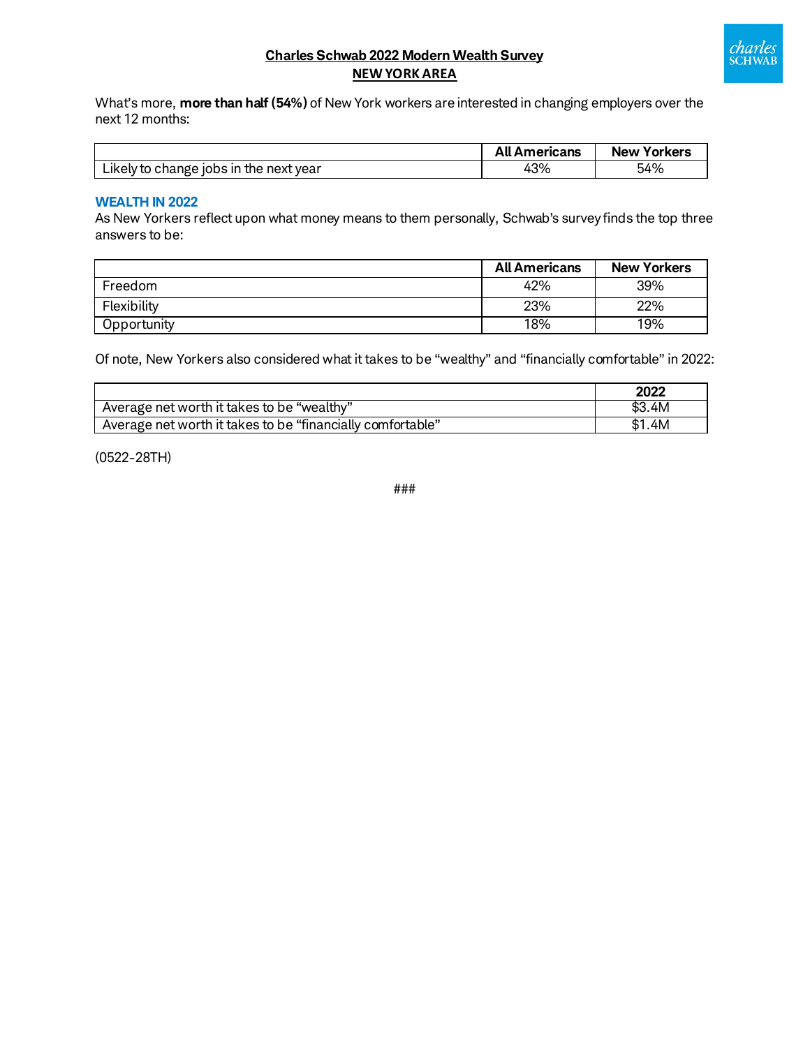**Charles Schwab 2022 Modern Wealth Survey**
**NEW YORK AREA**

What's more, **more than half (54%)** of New York workers are interested in changing employers over the next 12 months:

| | All Americans | New Yorkers |
|---|---|---|
| Likely to change jobs in the next year | 43% | 54% |

## WEALTH IN 2022

As New Yorkers reflect upon what money means to them personally, Schwab's survey finds the top three answers to be:

| | All Americans | New Yorkers |
|---|---|---|
| Freedom | 42% | 39% |
| Flexibility | 23% | 22% |
| Opportunity | 18% | 19% |

Of note, New Yorkers also considered what it takes to be "wealthy" and "financially comfortable" in 2022:

| | 2022 |
|---|---|
| Average net worth it takes to be "wealthy" | $3.4M |
| Average net worth it takes to be "financially comfortable" | $1.4M |

(0522-28TH)

###